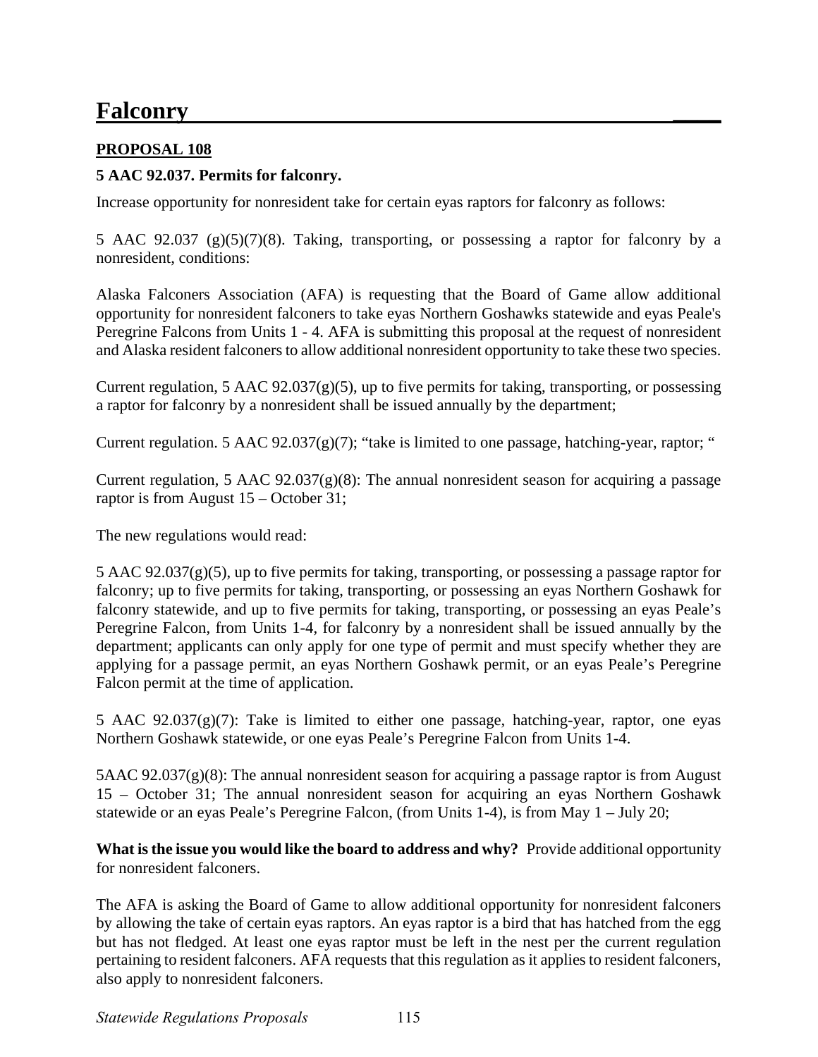# Falconry

**PROPOSAL 108**

**5 AAC 92.037. Permits for falconry.**

Increase opportunity for nonresident take for certain eyas raptors for falconry as follows:

5 AAC 92.037 (g)(5)(7)(8). Taking, transporting, or possessing a raptor for falconry by a nonresident, conditions:

Alaska Falconers Association (AFA) is requesting that the Board of Game allow additional opportunity for nonresident falconers to take eyas Northern Goshawks statewide and eyas Peale's Peregrine Falcons from Units 1 - 4. AFA is submitting this proposal at the request of nonresident and Alaska resident falconers to allow additional nonresident opportunity to take these two species.

Current regulation, 5 AAC 92.037(g)(5), up to five permits for taking, transporting, or possessing a raptor for falconry by a nonresident shall be issued annually by the department;

Current regulation. 5 AAC 92.037(g)(7); "take is limited to one passage, hatching-year, raptor; "

Current regulation, 5 AAC 92.037(g)(8): The annual nonresident season for acquiring a passage raptor is from August 15 – October 31;

The new regulations would read:

5 AAC 92.037(g)(5), up to five permits for taking, transporting, or possessing a passage raptor for falconry; up to five permits for taking, transporting, or possessing an eyas Northern Goshawk for falconry statewide, and up to five permits for taking, transporting, or possessing an eyas Peale's Peregrine Falcon, from Units 1-4, for falconry by a nonresident shall be issued annually by the department; applicants can only apply for one type of permit and must specify whether they are applying for a passage permit, an eyas Northern Goshawk permit, or an eyas Peale's Peregrine Falcon permit at the time of application.

5 AAC 92.037(g)(7): Take is limited to either one passage, hatching-year, raptor, one eyas Northern Goshawk statewide, or one eyas Peale's Peregrine Falcon from Units 1-4.

5AAC 92.037(g)(8): The annual nonresident season for acquiring a passage raptor is from August 15 – October 31; The annual nonresident season for acquiring an eyas Northern Goshawk statewide or an eyas Peale's Peregrine Falcon, (from Units 1-4), is from May 1 – July 20;

**What is the issue you would like the board to address and why?** Provide additional opportunity for nonresident falconers.

The AFA is asking the Board of Game to allow additional opportunity for nonresident falconers by allowing the take of certain eyas raptors. An eyas raptor is a bird that has hatched from the egg but has not fledged. At least one eyas raptor must be left in the nest per the current regulation pertaining to resident falconers. AFA requests that this regulation as it applies to resident falconers, also apply to nonresident falconers.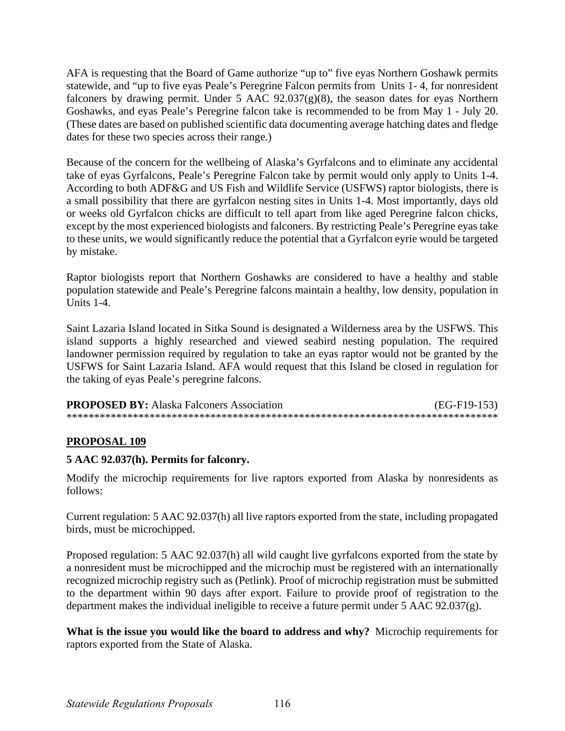AFA is requesting that the Board of Game authorize "up to" five eyas Northern Goshawk permits statewide, and "up to five eyas Peale's Peregrine Falcon permits from Units 1- 4, for nonresident falconers by drawing permit. Under 5 AAC 92.037(g)(8), the season dates for eyas Northern Goshawks, and eyas Peale's Peregrine falcon take is recommended to be from May 1 - July 20. (These dates are based on published scientific data documenting average hatching dates and fledge dates for these two species across their range.)

Because of the concern for the wellbeing of Alaska's Gyrfalcons and to eliminate any accidental take of eyas Gyrfalcons, Peale's Peregrine Falcon take by permit would only apply to Units 1-4. According to both ADF&G and US Fish and Wildlife Service (USFWS) raptor biologists, there is a small possibility that there are gyrfalcon nesting sites in Units 1-4. Most importantly, days old or weeks old Gyrfalcon chicks are difficult to tell apart from like aged Peregrine falcon chicks, except by the most experienced biologists and falconers. By restricting Peale's Peregrine eyas take to these units, we would significantly reduce the potential that a Gyrfalcon eyrie would be targeted by mistake.

Raptor biologists report that Northern Goshawks are considered to have a healthy and stable population statewide and Peale's Peregrine falcons maintain a healthy, low density, population in Units 1-4.

Saint Lazaria Island located in Sitka Sound is designated a Wilderness area by the USFWS. This island supports a highly researched and viewed seabird nesting population. The required landowner permission required by regulation to take an eyas raptor would not be granted by the USFWS for Saint Lazaria Island. AFA would request that this Island be closed in regulation for the taking of eyas Peale's peregrine falcons.

**PROPOSED BY:** Alaska Falconers Association (EG-F19-153)

******************************************************************************

## PROPOSAL 109

**5 AAC 92.037(h). Permits for falconry.**

Modify the microchip requirements for live raptors exported from Alaska by nonresidents as follows:

Current regulation: 5 AAC 92.037(h) all live raptors exported from the state, including propagated birds, must be microchipped.

Proposed regulation: 5 AAC 92.037(h) all wild caught live gyrfalcons exported from the state by a nonresident must be microchipped and the microchip must be registered with an internationally recognized microchip registry such as (Petlink). Proof of microchip registration must be submitted to the department within 90 days after export. Failure to provide proof of registration to the department makes the individual ineligible to receive a future permit under 5 AAC 92.037(g).

**What is the issue you would like the board to address and why?** Microchip requirements for raptors exported from the State of Alaska.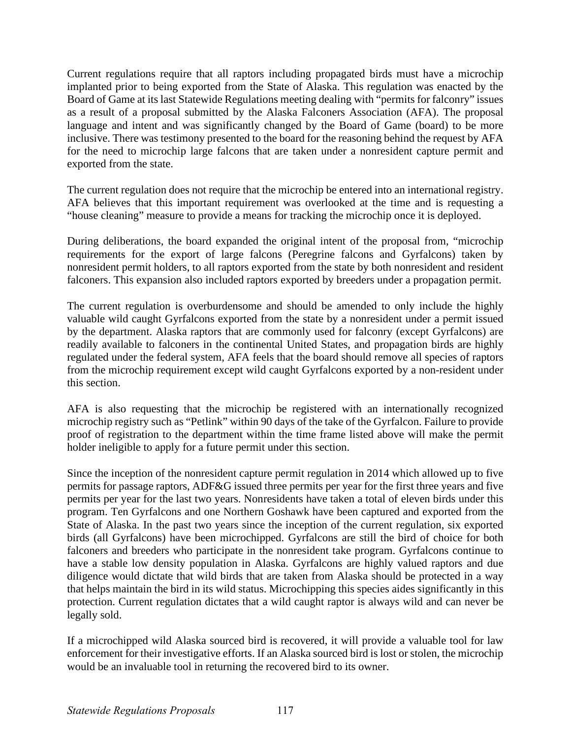Current regulations require that all raptors including propagated birds must have a microchip implanted prior to being exported from the State of Alaska. This regulation was enacted by the Board of Game at its last Statewide Regulations meeting dealing with "permits for falconry" issues as a result of a proposal submitted by the Alaska Falconers Association (AFA). The proposal language and intent and was significantly changed by the Board of Game (board) to be more inclusive. There was testimony presented to the board for the reasoning behind the request by AFA for the need to microchip large falcons that are taken under a nonresident capture permit and exported from the state.

The current regulation does not require that the microchip be entered into an international registry. AFA believes that this important requirement was overlooked at the time and is requesting a "house cleaning" measure to provide a means for tracking the microchip once it is deployed.

During deliberations, the board expanded the original intent of the proposal from, "microchip requirements for the export of large falcons (Peregrine falcons and Gyrfalcons) taken by nonresident permit holders, to all raptors exported from the state by both nonresident and resident falconers. This expansion also included raptors exported by breeders under a propagation permit.

The current regulation is overburdensome and should be amended to only include the highly valuable wild caught Gyrfalcons exported from the state by a nonresident under a permit issued by the department. Alaska raptors that are commonly used for falconry (except Gyrfalcons) are readily available to falconers in the continental United States, and propagation birds are highly regulated under the federal system, AFA feels that the board should remove all species of raptors from the microchip requirement except wild caught Gyrfalcons exported by a non-resident under this section.

AFA is also requesting that the microchip be registered with an internationally recognized microchip registry such as "Petlink" within 90 days of the take of the Gyrfalcon. Failure to provide proof of registration to the department within the time frame listed above will make the permit holder ineligible to apply for a future permit under this section.

Since the inception of the nonresident capture permit regulation in 2014 which allowed up to five permits for passage raptors, ADF&G issued three permits per year for the first three years and five permits per year for the last two years. Nonresidents have taken a total of eleven birds under this program. Ten Gyrfalcons and one Northern Goshawk have been captured and exported from the State of Alaska. In the past two years since the inception of the current regulation, six exported birds (all Gyrfalcons) have been microchipped. Gyrfalcons are still the bird of choice for both falconers and breeders who participate in the nonresident take program. Gyrfalcons continue to have a stable low density population in Alaska. Gyrfalcons are highly valued raptors and due diligence would dictate that wild birds that are taken from Alaska should be protected in a way that helps maintain the bird in its wild status. Microchipping this species aides significantly in this protection. Current regulation dictates that a wild caught raptor is always wild and can never be legally sold.

If a microchipped wild Alaska sourced bird is recovered, it will provide a valuable tool for law enforcement for their investigative efforts. If an Alaska sourced bird is lost or stolen, the microchip would be an invaluable tool in returning the recovered bird to its owner.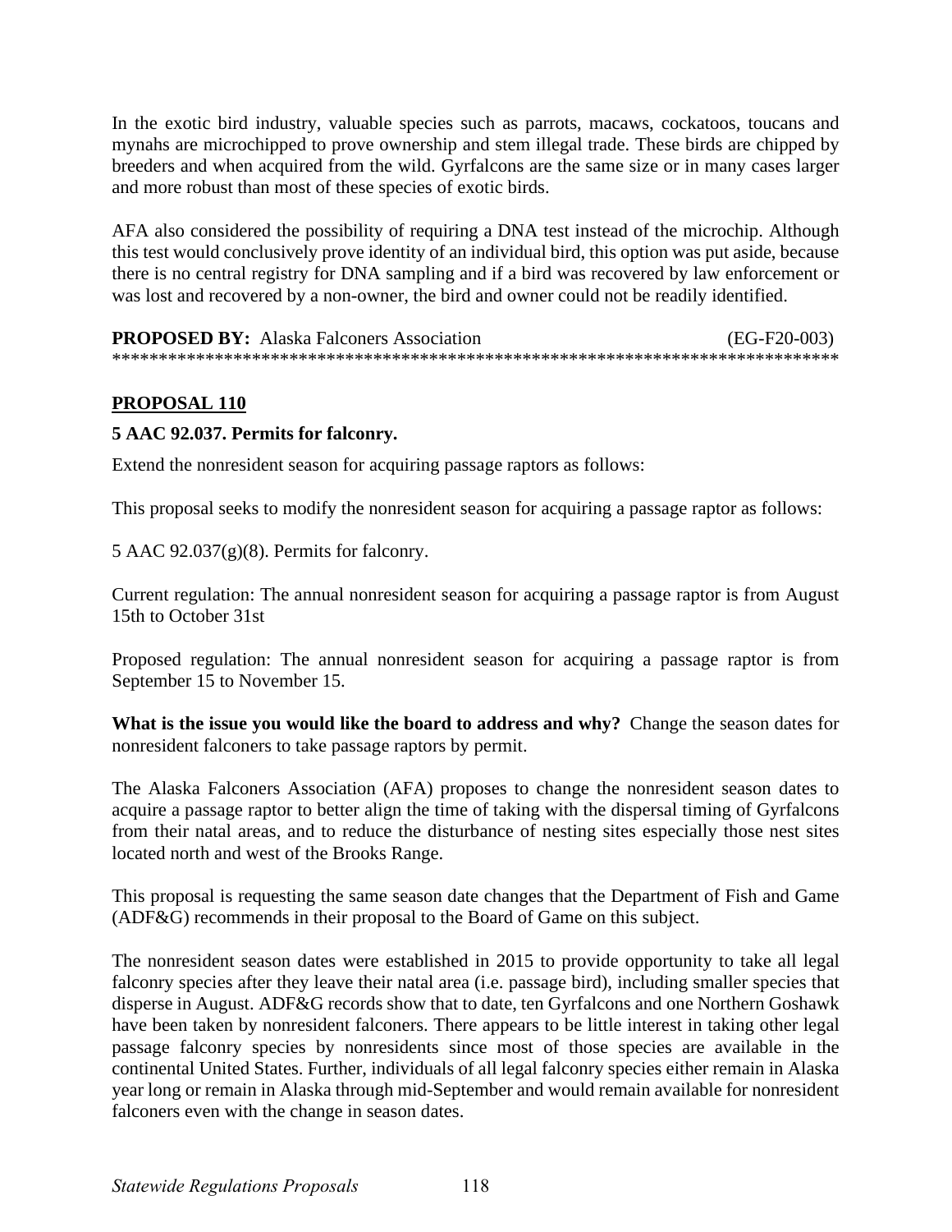In the exotic bird industry, valuable species such as parrots, macaws, cockatoos, toucans and mynahs are microchipped to prove ownership and stem illegal trade. These birds are chipped by breeders and when acquired from the wild. Gyrfalcons are the same size or in many cases larger and more robust than most of these species of exotic birds.

AFA also considered the possibility of requiring a DNA test instead of the microchip. Although this test would conclusively prove identity of an individual bird, this option was put aside, because there is no central registry for DNA sampling and if a bird was recovered by law enforcement or was lost and recovered by a non-owner, the bird and owner could not be readily identified.

**PROPOSED BY:** Alaska Falconers Association (EG-F20-003)

******************************************************************************

## PROPOSAL 110

**5 AAC 92.037. Permits for falconry.**

Extend the nonresident season for acquiring passage raptors as follows:

This proposal seeks to modify the nonresident season for acquiring a passage raptor as follows:

5 AAC 92.037(g)(8). Permits for falconry.

Current regulation: The annual nonresident season for acquiring a passage raptor is from August 15th to October 31st

Proposed regulation: The annual nonresident season for acquiring a passage raptor is from September 15 to November 15.

**What is the issue you would like the board to address and why?** Change the season dates for nonresident falconers to take passage raptors by permit.

The Alaska Falconers Association (AFA) proposes to change the nonresident season dates to acquire a passage raptor to better align the time of taking with the dispersal timing of Gyrfalcons from their natal areas, and to reduce the disturbance of nesting sites especially those nest sites located north and west of the Brooks Range.

This proposal is requesting the same season date changes that the Department of Fish and Game (ADF&G) recommends in their proposal to the Board of Game on this subject.

The nonresident season dates were established in 2015 to provide opportunity to take all legal falconry species after they leave their natal area (i.e. passage bird), including smaller species that disperse in August. ADF&G records show that to date, ten Gyrfalcons and one Northern Goshawk have been taken by nonresident falconers. There appears to be little interest in taking other legal passage falconry species by nonresidents since most of those species are available in the continental United States. Further, individuals of all legal falconry species either remain in Alaska year long or remain in Alaska through mid-September and would remain available for nonresident falconers even with the change in season dates.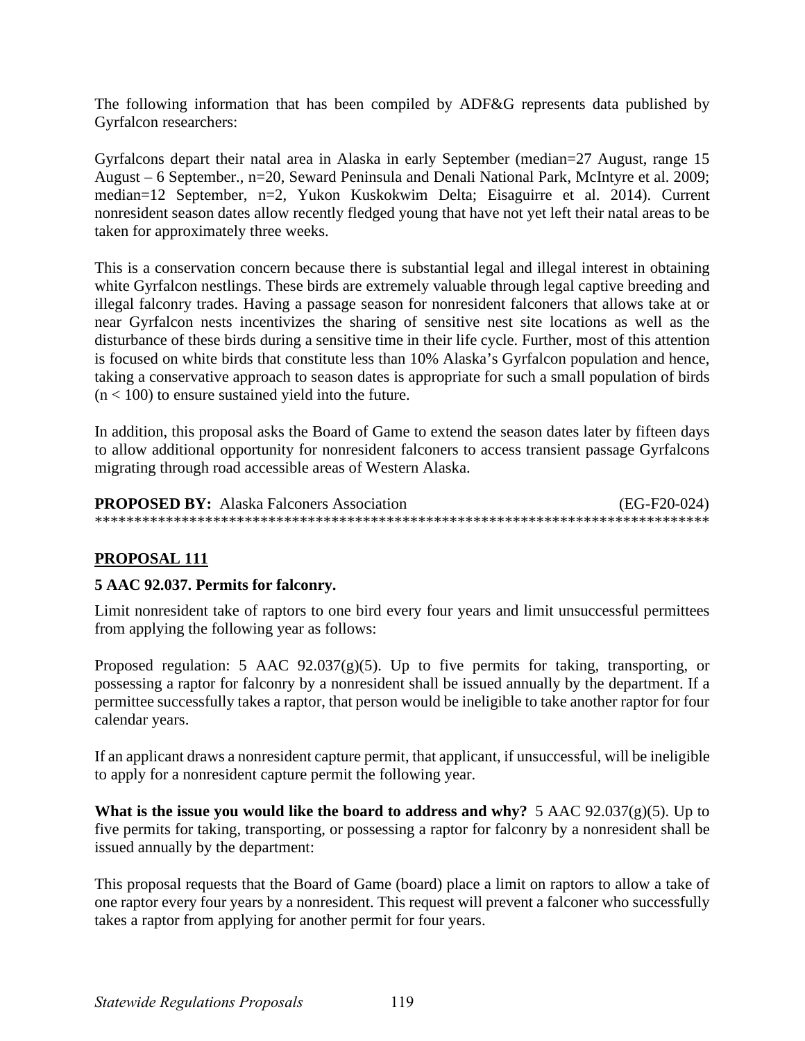The following information that has been compiled by ADF&G represents data published by Gyrfalcon researchers:

Gyrfalcons depart their natal area in Alaska in early September (median=27 August, range 15 August – 6 September., n=20, Seward Peninsula and Denali National Park, McIntyre et al. 2009; median=12 September, n=2, Yukon Kuskokwim Delta; Eisaguirre et al. 2014). Current nonresident season dates allow recently fledged young that have not yet left their natal areas to be taken for approximately three weeks.

This is a conservation concern because there is substantial legal and illegal interest in obtaining white Gyrfalcon nestlings. These birds are extremely valuable through legal captive breeding and illegal falconry trades. Having a passage season for nonresident falconers that allows take at or near Gyrfalcon nests incentivizes the sharing of sensitive nest site locations as well as the disturbance of these birds during a sensitive time in their life cycle. Further, most of this attention is focused on white birds that constitute less than 10% Alaska's Gyrfalcon population and hence, taking a conservative approach to season dates is appropriate for such a small population of birds (n < 100) to ensure sustained yield into the future.

In addition, this proposal asks the Board of Game to extend the season dates later by fifteen days to allow additional opportunity for nonresident falconers to access transient passage Gyrfalcons migrating through road accessible areas of Western Alaska.

**PROPOSED BY:** Alaska Falconers Association (EG-F20-024)

******************************************************************************

## PROPOSAL 111

**5 AAC 92.037. Permits for falconry.**

Limit nonresident take of raptors to one bird every four years and limit unsuccessful permittees from applying the following year as follows:

Proposed regulation: 5 AAC 92.037(g)(5). Up to five permits for taking, transporting, or possessing a raptor for falconry by a nonresident shall be issued annually by the department. If a permittee successfully takes a raptor, that person would be ineligible to take another raptor for four calendar years.

If an applicant draws a nonresident capture permit, that applicant, if unsuccessful, will be ineligible to apply for a nonresident capture permit the following year.

**What is the issue you would like the board to address and why?** 5 AAC 92.037(g)(5). Up to five permits for taking, transporting, or possessing a raptor for falconry by a nonresident shall be issued annually by the department:

This proposal requests that the Board of Game (board) place a limit on raptors to allow a take of one raptor every four years by a nonresident. This request will prevent a falconer who successfully takes a raptor from applying for another permit for four years.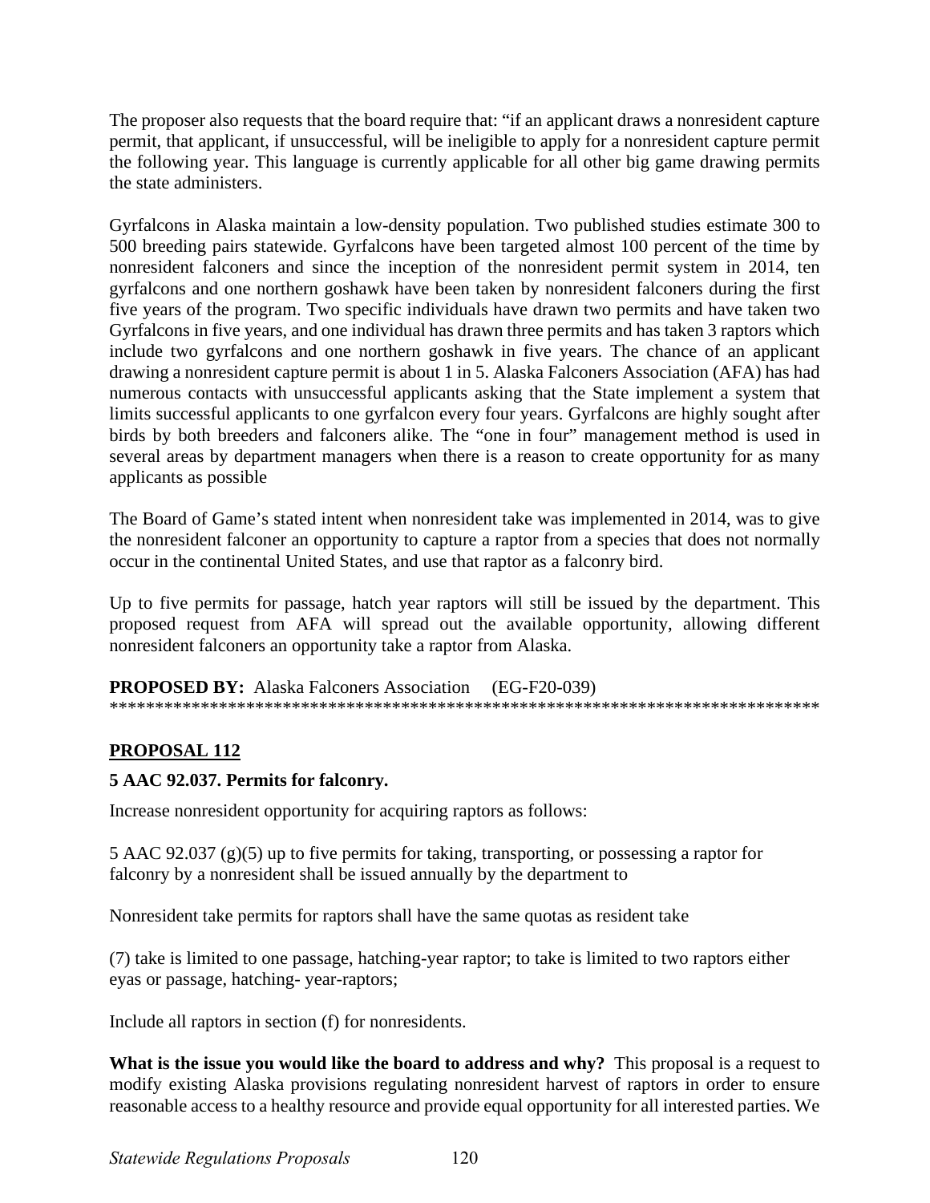The proposer also requests that the board require that: "if an applicant draws a nonresident capture permit, that applicant, if unsuccessful, will be ineligible to apply for a nonresident capture permit the following year. This language is currently applicable for all other big game drawing permits the state administers.

Gyrfalcons in Alaska maintain a low-density population. Two published studies estimate 300 to 500 breeding pairs statewide. Gyrfalcons have been targeted almost 100 percent of the time by nonresident falconers and since the inception of the nonresident permit system in 2014, ten gyrfalcons and one northern goshawk have been taken by nonresident falconers during the first five years of the program. Two specific individuals have drawn two permits and have taken two Gyrfalcons in five years, and one individual has drawn three permits and has taken 3 raptors which include two gyrfalcons and one northern goshawk in five years. The chance of an applicant drawing a nonresident capture permit is about 1 in 5. Alaska Falconers Association (AFA) has had numerous contacts with unsuccessful applicants asking that the State implement a system that limits successful applicants to one gyrfalcon every four years. Gyrfalcons are highly sought after birds by both breeders and falconers alike. The "one in four" management method is used in several areas by department managers when there is a reason to create opportunity for as many applicants as possible

The Board of Game's stated intent when nonresident take was implemented in 2014, was to give the nonresident falconer an opportunity to capture a raptor from a species that does not normally occur in the continental United States, and use that raptor as a falconry bird.

Up to five permits for passage, hatch year raptors will still be issued by the department. This proposed request from AFA will spread out the available opportunity, allowing different nonresident falconers an opportunity take a raptor from Alaska.

**PROPOSED BY:** Alaska Falconers Association (EG-F20-039)

******************************************************************************

## PROPOSAL 112

**5 AAC 92.037. Permits for falconry.**

Increase nonresident opportunity for acquiring raptors as follows:

5 AAC 92.037 (g)(5) up to five permits for taking, transporting, or possessing a raptor for falconry by a nonresident shall be issued annually by the department to

Nonresident take permits for raptors shall have the same quotas as resident take

(7) take is limited to one passage, hatching-year raptor; to take is limited to two raptors either eyas or passage, hatching- year-raptors;

Include all raptors in section (f) for nonresidents.

**What is the issue you would like the board to address and why?** This proposal is a request to modify existing Alaska provisions regulating nonresident harvest of raptors in order to ensure reasonable access to a healthy resource and provide equal opportunity for all interested parties. We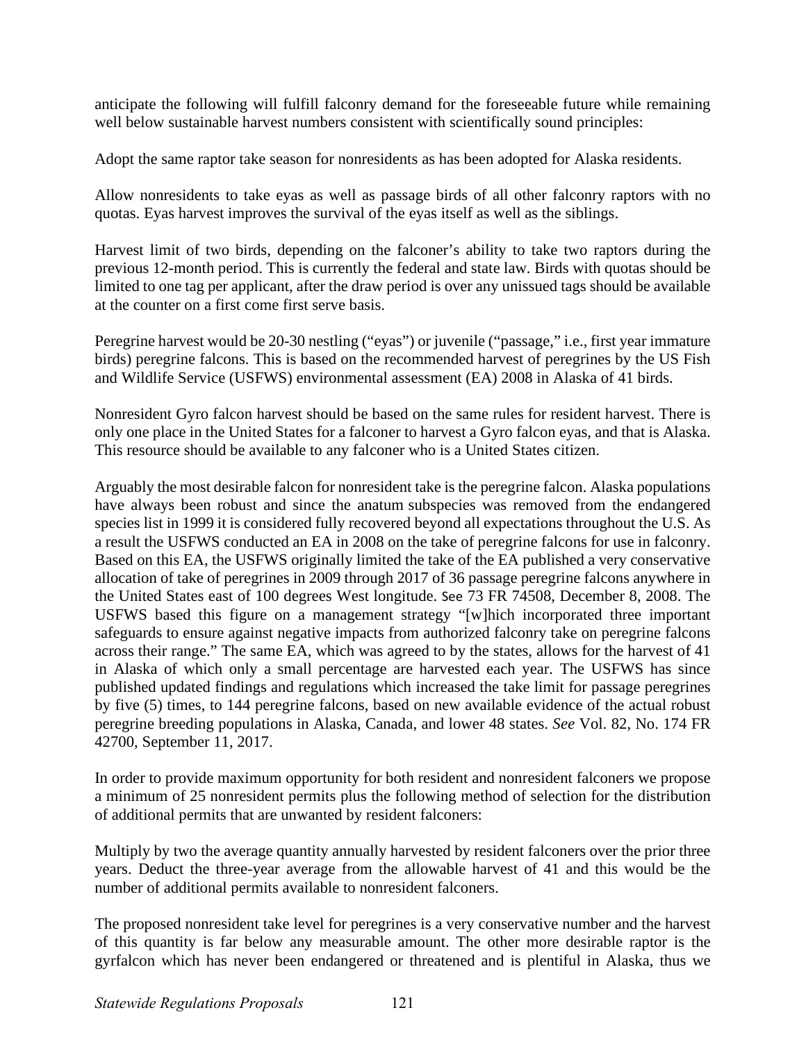anticipate the following will fulfill falconry demand for the foreseeable future while remaining well below sustainable harvest numbers consistent with scientifically sound principles:

Adopt the same raptor take season for nonresidents as has been adopted for Alaska residents.

Allow nonresidents to take eyas as well as passage birds of all other falconry raptors with no quotas. Eyas harvest improves the survival of the eyas itself as well as the siblings.

Harvest limit of two birds, depending on the falconer's ability to take two raptors during the previous 12-month period. This is currently the federal and state law. Birds with quotas should be limited to one tag per applicant, after the draw period is over any unissued tags should be available at the counter on a first come first serve basis.

Peregrine harvest would be 20-30 nestling ("eyas") or juvenile ("passage," i.e., first year immature birds) peregrine falcons. This is based on the recommended harvest of peregrines by the US Fish and Wildlife Service (USFWS) environmental assessment (EA) 2008 in Alaska of 41 birds.

Nonresident Gyro falcon harvest should be based on the same rules for resident harvest. There is only one place in the United States for a falconer to harvest a Gyro falcon eyas, and that is Alaska. This resource should be available to any falconer who is a United States citizen.

Arguably the most desirable falcon for nonresident take is the peregrine falcon. Alaska populations have always been robust and since the anatum subspecies was removed from the endangered species list in 1999 it is considered fully recovered beyond all expectations throughout the U.S. As a result the USFWS conducted an EA in 2008 on the take of peregrine falcons for use in falconry. Based on this EA, the USFWS originally limited the take of the EA published a very conservative allocation of take of peregrines in 2009 through 2017 of 36 passage peregrine falcons anywhere in the United States east of 100 degrees West longitude. See 73 FR 74508, December 8, 2008. The USFWS based this figure on a management strategy "[w]hich incorporated three important safeguards to ensure against negative impacts from authorized falconry take on peregrine falcons across their range." The same EA, which was agreed to by the states, allows for the harvest of 41 in Alaska of which only a small percentage are harvested each year. The USFWS has since published updated findings and regulations which increased the take limit for passage peregrines by five (5) times, to 144 peregrine falcons, based on new available evidence of the actual robust peregrine breeding populations in Alaska, Canada, and lower 48 states. *See* Vol. 82, No. 174 FR 42700, September 11, 2017.

In order to provide maximum opportunity for both resident and nonresident falconers we propose a minimum of 25 nonresident permits plus the following method of selection for the distribution of additional permits that are unwanted by resident falconers:

Multiply by two the average quantity annually harvested by resident falconers over the prior three years. Deduct the three-year average from the allowable harvest of 41 and this would be the number of additional permits available to nonresident falconers.

The proposed nonresident take level for peregrines is a very conservative number and the harvest of this quantity is far below any measurable amount. The other more desirable raptor is the gyrfalcon which has never been endangered or threatened and is plentiful in Alaska, thus we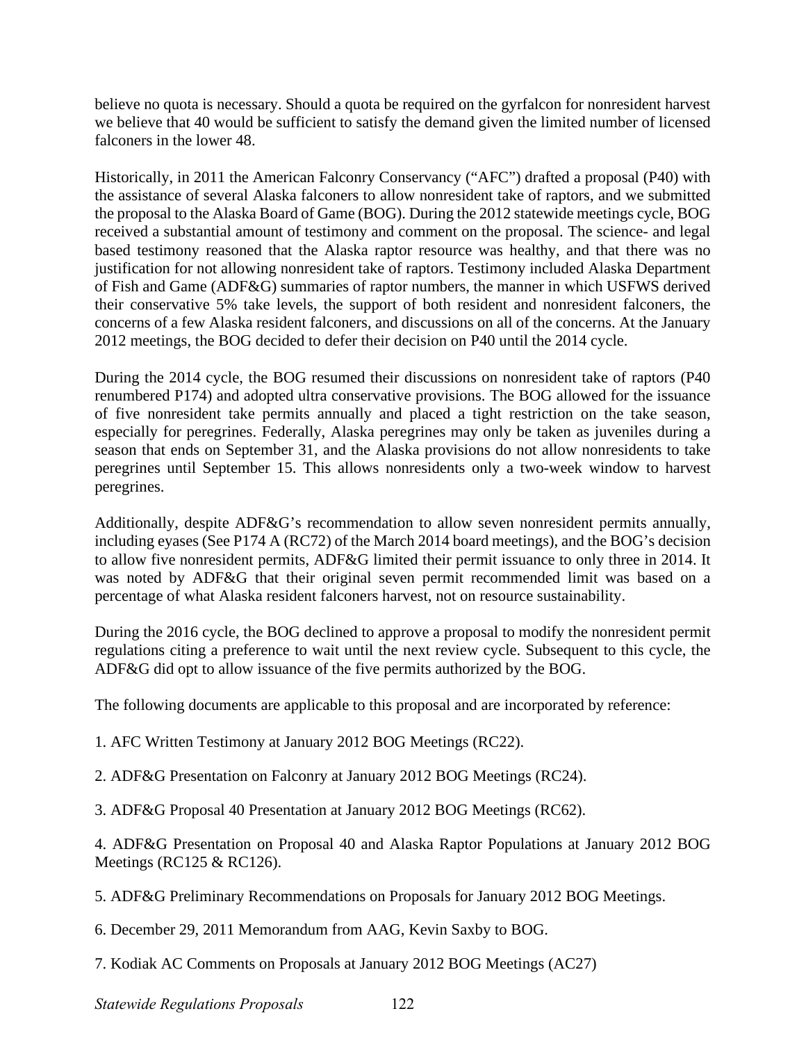believe no quota is necessary. Should a quota be required on the gyrfalcon for nonresident harvest we believe that 40 would be sufficient to satisfy the demand given the limited number of licensed falconers in the lower 48.

Historically, in 2011 the American Falconry Conservancy ("AFC") drafted a proposal (P40) with the assistance of several Alaska falconers to allow nonresident take of raptors, and we submitted the proposal to the Alaska Board of Game (BOG). During the 2012 statewide meetings cycle, BOG received a substantial amount of testimony and comment on the proposal. The science- and legal based testimony reasoned that the Alaska raptor resource was healthy, and that there was no justification for not allowing nonresident take of raptors. Testimony included Alaska Department of Fish and Game (ADF&G) summaries of raptor numbers, the manner in which USFWS derived their conservative 5% take levels, the support of both resident and nonresident falconers, the concerns of a few Alaska resident falconers, and discussions on all of the concerns. At the January 2012 meetings, the BOG decided to defer their decision on P40 until the 2014 cycle.

During the 2014 cycle, the BOG resumed their discussions on nonresident take of raptors (P40 renumbered P174) and adopted ultra conservative provisions. The BOG allowed for the issuance of five nonresident take permits annually and placed a tight restriction on the take season, especially for peregrines. Federally, Alaska peregrines may only be taken as juveniles during a season that ends on September 31, and the Alaska provisions do not allow nonresidents to take peregrines until September 15. This allows nonresidents only a two-week window to harvest peregrines.

Additionally, despite ADF&G's recommendation to allow seven nonresident permits annually, including eyases (See P174 A (RC72) of the March 2014 board meetings), and the BOG's decision to allow five nonresident permits, ADF&G limited their permit issuance to only three in 2014. It was noted by ADF&G that their original seven permit recommended limit was based on a percentage of what Alaska resident falconers harvest, not on resource sustainability.

During the 2016 cycle, the BOG declined to approve a proposal to modify the nonresident permit regulations citing a preference to wait until the next review cycle. Subsequent to this cycle, the ADF&G did opt to allow issuance of the five permits authorized by the BOG.

The following documents are applicable to this proposal and are incorporated by reference:

1. AFC Written Testimony at January 2012 BOG Meetings (RC22).

2. ADF&G Presentation on Falconry at January 2012 BOG Meetings (RC24).

3. ADF&G Proposal 40 Presentation at January 2012 BOG Meetings (RC62).

4. ADF&G Presentation on Proposal 40 and Alaska Raptor Populations at January 2012 BOG Meetings (RC125 & RC126).

5. ADF&G Preliminary Recommendations on Proposals for January 2012 BOG Meetings.

6. December 29, 2011 Memorandum from AAG, Kevin Saxby to BOG.

7. Kodiak AC Comments on Proposals at January 2012 BOG Meetings (AC27)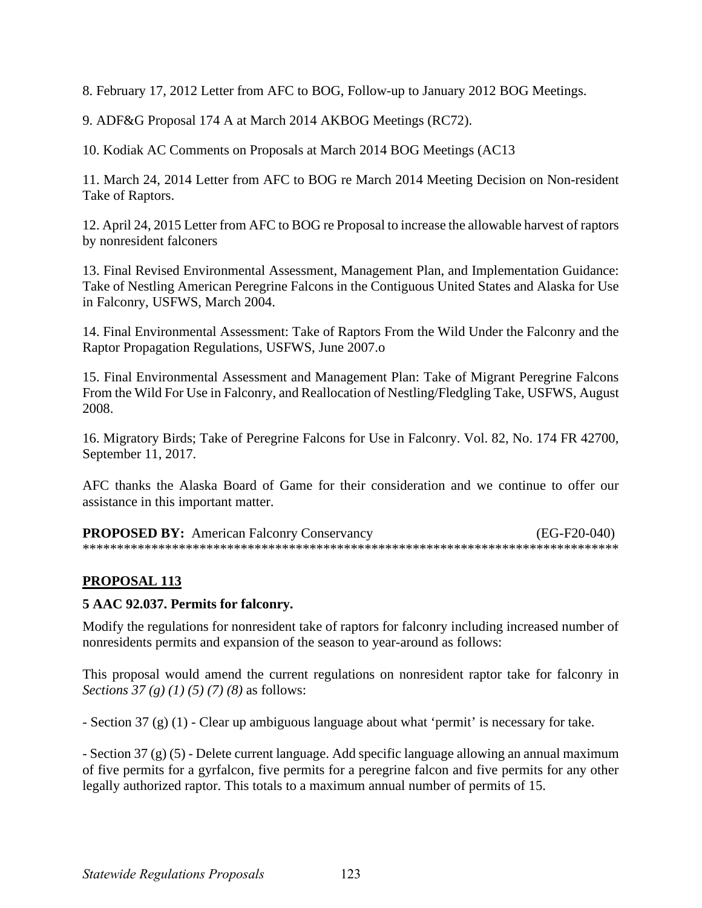8. February 17, 2012 Letter from AFC to BOG, Follow-up to January 2012 BOG Meetings.

9. ADF&G Proposal 174 A at March 2014 AKBOG Meetings (RC72).

10. Kodiak AC Comments on Proposals at March 2014 BOG Meetings (AC13

11. March 24, 2014 Letter from AFC to BOG re March 2014 Meeting Decision on Non-resident Take of Raptors.

12. April 24, 2015 Letter from AFC to BOG re Proposal to increase the allowable harvest of raptors by nonresident falconers

13. Final Revised Environmental Assessment, Management Plan, and Implementation Guidance: Take of Nestling American Peregrine Falcons in the Contiguous United States and Alaska for Use in Falconry, USFWS, March 2004.

14. Final Environmental Assessment: Take of Raptors From the Wild Under the Falconry and the Raptor Propagation Regulations, USFWS, June 2007.o

15. Final Environmental Assessment and Management Plan: Take of Migrant Peregrine Falcons From the Wild For Use in Falconry, and Reallocation of Nestling/Fledgling Take, USFWS, August 2008.

16. Migratory Birds; Take of Peregrine Falcons for Use in Falconry. Vol. 82, No. 174 FR 42700, September 11, 2017.

AFC thanks the Alaska Board of Game for their consideration and we continue to offer our assistance in this important matter.

**PROPOSED BY:** American Falconry Conservancy (EG-F20-040)

******************************************************************************

## PROPOSAL 113

**5 AAC 92.037. Permits for falconry.**

Modify the regulations for nonresident take of raptors for falconry including increased number of nonresidents permits and expansion of the season to year-around as follows:

This proposal would amend the current regulations on nonresident raptor take for falconry in *Sections 37 (g) (1) (5) (7) (8)* as follows:

- Section 37 (g) (1) - Clear up ambiguous language about what 'permit' is necessary for take.

- Section 37 (g) (5) - Delete current language. Add specific language allowing an annual maximum of five permits for a gyrfalcon, five permits for a peregrine falcon and five permits for any other legally authorized raptor. This totals to a maximum annual number of permits of 15.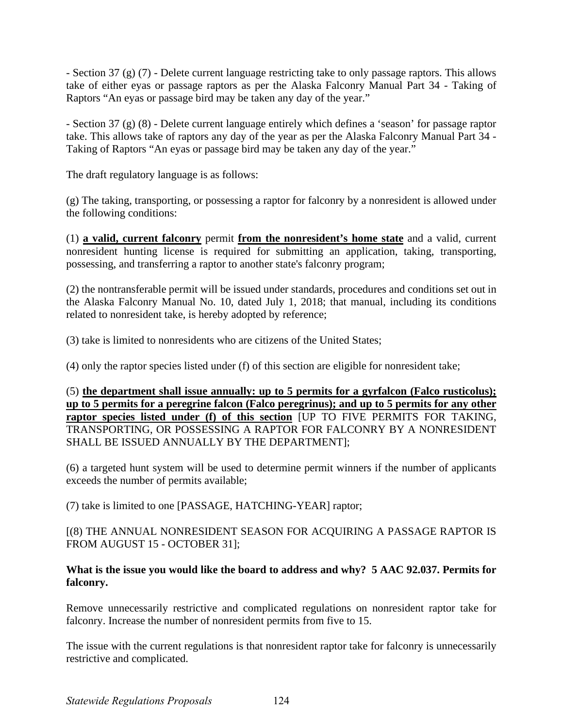- Section 37 (g) (7) - Delete current language restricting take to only passage raptors. This allows take of either eyas or passage raptors as per the Alaska Falconry Manual Part 34 - Taking of Raptors "An eyas or passage bird may be taken any day of the year."

- Section 37 (g) (8) - Delete current language entirely which defines a 'season' for passage raptor take. This allows take of raptors any day of the year as per the Alaska Falconry Manual Part 34 - Taking of Raptors "An eyas or passage bird may be taken any day of the year."

The draft regulatory language is as follows:

(g) The taking, transporting, or possessing a raptor for falconry by a nonresident is allowed under the following conditions:

(1) **a valid, current falconry** permit **from the nonresident's home state** and a valid, current nonresident hunting license is required for submitting an application, taking, transporting, possessing, and transferring a raptor to another state's falconry program;

(2) the nontransferable permit will be issued under standards, procedures and conditions set out in the Alaska Falconry Manual No. 10, dated July 1, 2018; that manual, including its conditions related to nonresident take, is hereby adopted by reference;

(3) take is limited to nonresidents who are citizens of the United States;

(4) only the raptor species listed under (f) of this section are eligible for nonresident take;

(5) **the department shall issue annually: up to 5 permits for a gyrfalcon (Falco rusticolus); up to 5 permits for a peregrine falcon (Falco peregrinus); and up to 5 permits for any other raptor species listed under (f) of this section** [UP TO FIVE PERMITS FOR TAKING, TRANSPORTING, OR POSSESSING A RAPTOR FOR FALCONRY BY A NONRESIDENT SHALL BE ISSUED ANNUALLY BY THE DEPARTMENT];

(6) a targeted hunt system will be used to determine permit winners if the number of applicants exceeds the number of permits available;

(7) take is limited to one [PASSAGE, HATCHING-YEAR] raptor;

[(8) THE ANNUAL NONRESIDENT SEASON FOR ACQUIRING A PASSAGE RAPTOR IS FROM AUGUST 15 - OCTOBER 31];

**What is the issue you would like the board to address and why? 5 AAC 92.037. Permits for falconry.**

Remove unnecessarily restrictive and complicated regulations on nonresident raptor take for falconry. Increase the number of nonresident permits from five to 15.

The issue with the current regulations is that nonresident raptor take for falconry is unnecessarily restrictive and complicated.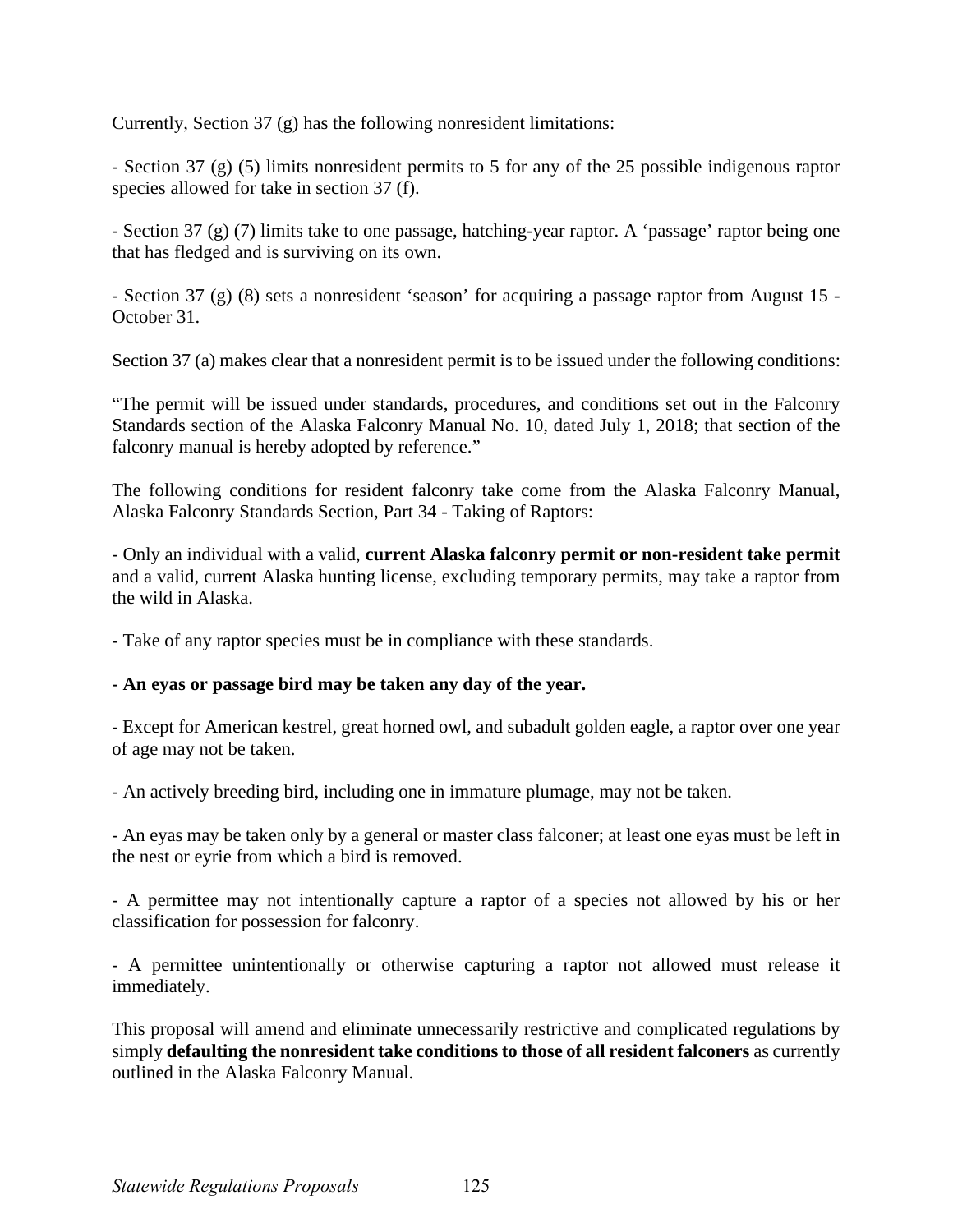Currently, Section 37 (g) has the following nonresident limitations:

- Section 37 (g) (5) limits nonresident permits to 5 for any of the 25 possible indigenous raptor species allowed for take in section 37 (f).

- Section 37 (g) (7) limits take to one passage, hatching-year raptor. A 'passage' raptor being one that has fledged and is surviving on its own.

- Section 37 (g) (8) sets a nonresident 'season' for acquiring a passage raptor from August 15 - October 31.

Section 37 (a) makes clear that a nonresident permit is to be issued under the following conditions:

"The permit will be issued under standards, procedures, and conditions set out in the Falconry Standards section of the Alaska Falconry Manual No. 10, dated July 1, 2018; that section of the falconry manual is hereby adopted by reference."

The following conditions for resident falconry take come from the Alaska Falconry Manual, Alaska Falconry Standards Section, Part 34 - Taking of Raptors:

- Only an individual with a valid, **current Alaska falconry permit or non-resident take permit** and a valid, current Alaska hunting license, excluding temporary permits, may take a raptor from the wild in Alaska.

- Take of any raptor species must be in compliance with these standards.

**- An eyas or passage bird may be taken any day of the year.**

- Except for American kestrel, great horned owl, and subadult golden eagle, a raptor over one year of age may not be taken.

- An actively breeding bird, including one in immature plumage, may not be taken.

- An eyas may be taken only by a general or master class falconer; at least one eyas must be left in the nest or eyrie from which a bird is removed.

- A permittee may not intentionally capture a raptor of a species not allowed by his or her classification for possession for falconry.

- A permittee unintentionally or otherwise capturing a raptor not allowed must release it immediately.

This proposal will amend and eliminate unnecessarily restrictive and complicated regulations by simply **defaulting the nonresident take conditions to those of all resident falconers** as currently outlined in the Alaska Falconry Manual.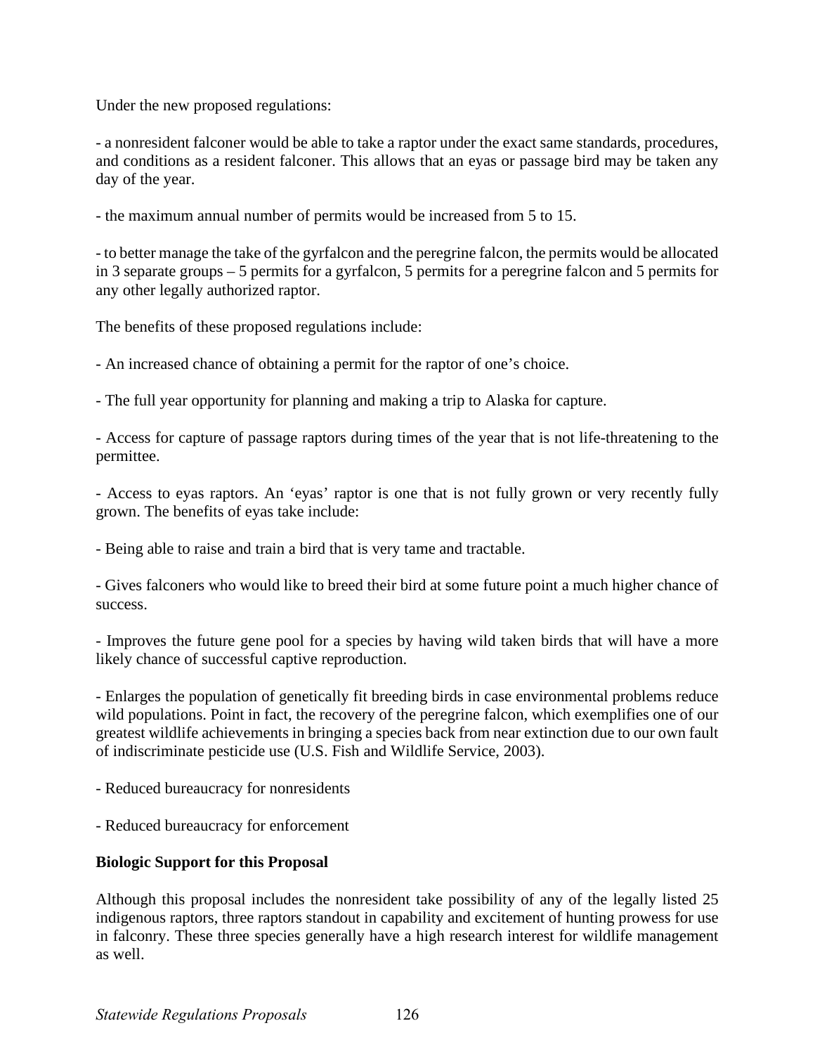Under the new proposed regulations:

- a nonresident falconer would be able to take a raptor under the exact same standards, procedures, and conditions as a resident falconer. This allows that an eyas or passage bird may be taken any day of the year.

- the maximum annual number of permits would be increased from 5 to 15.

- to better manage the take of the gyrfalcon and the peregrine falcon, the permits would be allocated in 3 separate groups – 5 permits for a gyrfalcon, 5 permits for a peregrine falcon and 5 permits for any other legally authorized raptor.

The benefits of these proposed regulations include:

- An increased chance of obtaining a permit for the raptor of one's choice.

- The full year opportunity for planning and making a trip to Alaska for capture.

- Access for capture of passage raptors during times of the year that is not life-threatening to the permittee.

- Access to eyas raptors. An 'eyas' raptor is one that is not fully grown or very recently fully grown. The benefits of eyas take include:

- Being able to raise and train a bird that is very tame and tractable.

- Gives falconers who would like to breed their bird at some future point a much higher chance of success.

- Improves the future gene pool for a species by having wild taken birds that will have a more likely chance of successful captive reproduction.

- Enlarges the population of genetically fit breeding birds in case environmental problems reduce wild populations. Point in fact, the recovery of the peregrine falcon, which exemplifies one of our greatest wildlife achievements in bringing a species back from near extinction due to our own fault of indiscriminate pesticide use (U.S. Fish and Wildlife Service, 2003).

- Reduced bureaucracy for nonresidents

- Reduced bureaucracy for enforcement

**Biologic Support for this Proposal**

Although this proposal includes the nonresident take possibility of any of the legally listed 25 indigenous raptors, three raptors standout in capability and excitement of hunting prowess for use in falconry. These three species generally have a high research interest for wildlife management as well.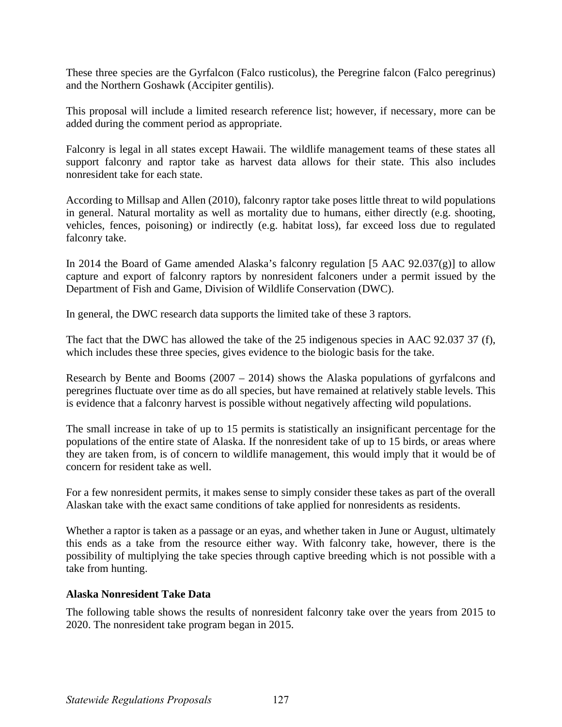These three species are the Gyrfalcon (Falco rusticolus), the Peregrine falcon (Falco peregrinus) and the Northern Goshawk (Accipiter gentilis).

This proposal will include a limited research reference list; however, if necessary, more can be added during the comment period as appropriate.

Falconry is legal in all states except Hawaii. The wildlife management teams of these states all support falconry and raptor take as harvest data allows for their state. This also includes nonresident take for each state.

According to Millsap and Allen (2010), falconry raptor take poses little threat to wild populations in general. Natural mortality as well as mortality due to humans, either directly (e.g. shooting, vehicles, fences, poisoning) or indirectly (e.g. habitat loss), far exceed loss due to regulated falconry take.

In 2014 the Board of Game amended Alaska's falconry regulation [5 AAC 92.037(g)] to allow capture and export of falconry raptors by nonresident falconers under a permit issued by the Department of Fish and Game, Division of Wildlife Conservation (DWC).

In general, the DWC research data supports the limited take of these 3 raptors.

The fact that the DWC has allowed the take of the 25 indigenous species in AAC 92.037 37 (f), which includes these three species, gives evidence to the biologic basis for the take.

Research by Bente and Booms (2007 – 2014) shows the Alaska populations of gyrfalcons and peregrines fluctuate over time as do all species, but have remained at relatively stable levels. This is evidence that a falconry harvest is possible without negatively affecting wild populations.

The small increase in take of up to 15 permits is statistically an insignificant percentage for the populations of the entire state of Alaska. If the nonresident take of up to 15 birds, or areas where they are taken from, is of concern to wildlife management, this would imply that it would be of concern for resident take as well.

For a few nonresident permits, it makes sense to simply consider these takes as part of the overall Alaskan take with the exact same conditions of take applied for nonresidents as residents.

Whether a raptor is taken as a passage or an eyas, and whether taken in June or August, ultimately this ends as a take from the resource either way. With falconry take, however, there is the possibility of multiplying the take species through captive breeding which is not possible with a take from hunting.

**Alaska Nonresident Take Data**

The following table shows the results of nonresident falconry take over the years from 2015 to 2020. The nonresident take program began in 2015.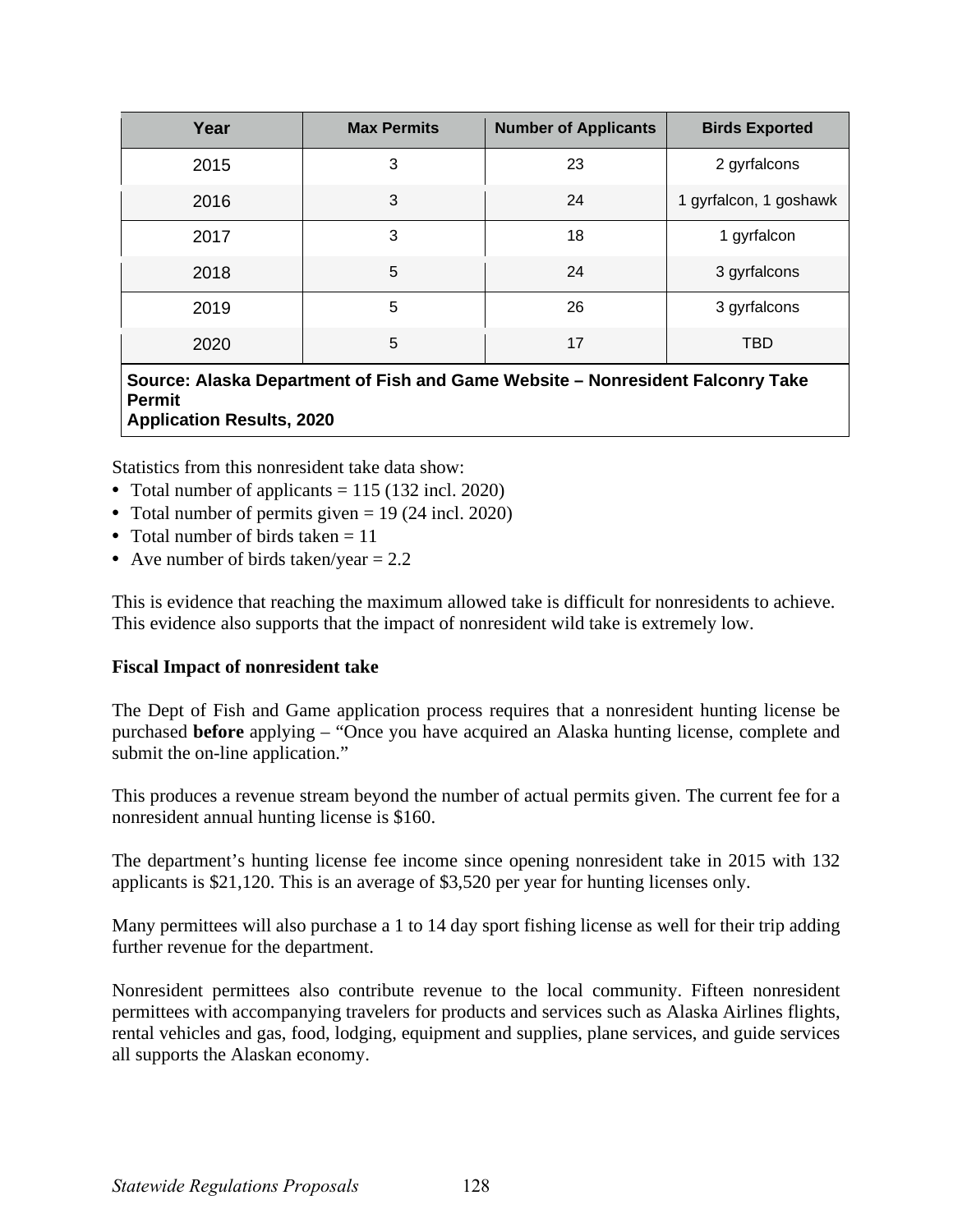| Year | Max Permits | Number of Applicants | Birds Exported |
|---|---|---|---|
| 2015 | 3 | 23 | 2 gyrfalcons |
| 2016 | 3 | 24 | 1 gyrfalcon, 1 goshawk |
| 2017 | 3 | 18 | 1 gyrfalcon |
| 2018 | 5 | 24 | 3 gyrfalcons |
| 2019 | 5 | 26 | 3 gyrfalcons |
| 2020 | 5 | 17 | TBD |

**Source: Alaska Department of Fish and Game Website – Nonresident Falconry Take Permit Application Results, 2020**

Statistics from this nonresident take data show:

- Total number of applicants = 115 (132 incl. 2020)
- Total number of permits given = 19 (24 incl. 2020)
- Total number of birds taken = 11
- Ave number of birds taken/year = 2.2

This is evidence that reaching the maximum allowed take is difficult for nonresidents to achieve. This evidence also supports that the impact of nonresident wild take is extremely low.

**Fiscal Impact of nonresident take**

The Dept of Fish and Game application process requires that a nonresident hunting license be purchased **before** applying – "Once you have acquired an Alaska hunting license, complete and submit the on-line application."

This produces a revenue stream beyond the number of actual permits given. The current fee for a nonresident annual hunting license is $160.

The department's hunting license fee income since opening nonresident take in 2015 with 132 applicants is $21,120. This is an average of $3,520 per year for hunting licenses only.

Many permittees will also purchase a 1 to 14 day sport fishing license as well for their trip adding further revenue for the department.

Nonresident permittees also contribute revenue to the local community. Fifteen nonresident permittees with accompanying travelers for products and services such as Alaska Airlines flights, rental vehicles and gas, food, lodging, equipment and supplies, plane services, and guide services all supports the Alaskan economy.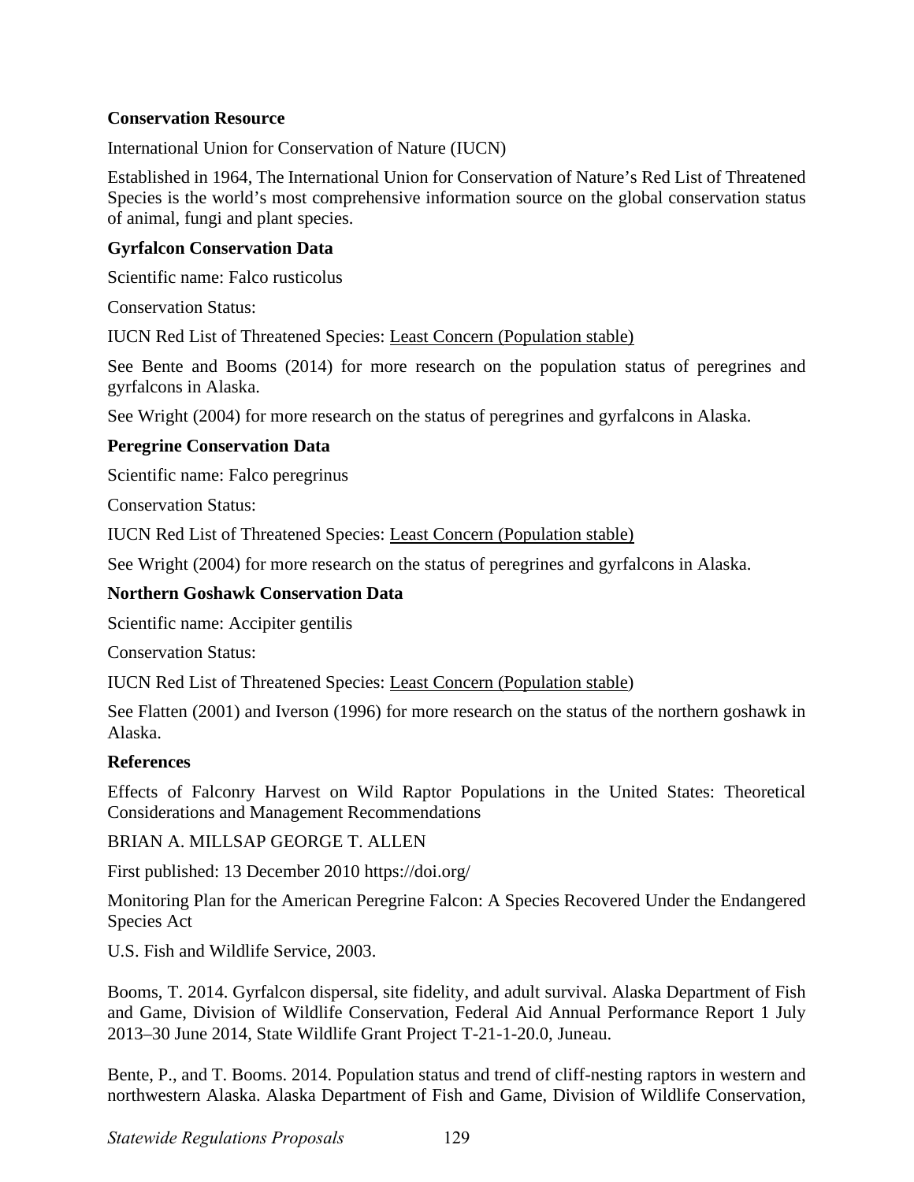**Conservation Resource**

International Union for Conservation of Nature (IUCN)

Established in 1964, The International Union for Conservation of Nature's Red List of Threatened Species is the world's most comprehensive information source on the global conservation status of animal, fungi and plant species.

**Gyrfalcon Conservation Data**

Scientific name: Falco rusticolus

Conservation Status:

IUCN Red List of Threatened Species: Least Concern (Population stable)

See Bente and Booms (2014) for more research on the population status of peregrines and gyrfalcons in Alaska.

See Wright (2004) for more research on the status of peregrines and gyrfalcons in Alaska.

**Peregrine Conservation Data**

Scientific name: Falco peregrinus

Conservation Status:

IUCN Red List of Threatened Species: Least Concern (Population stable)

See Wright (2004) for more research on the status of peregrines and gyrfalcons in Alaska.

**Northern Goshawk Conservation Data**

Scientific name: Accipiter gentilis

Conservation Status:

IUCN Red List of Threatened Species: Least Concern (Population stable)

See Flatten (2001) and Iverson (1996) for more research on the status of the northern goshawk in Alaska.

**References**

Effects of Falconry Harvest on Wild Raptor Populations in the United States: Theoretical Considerations and Management Recommendations

BRIAN A. MILLSAP GEORGE T. ALLEN

First published: 13 December 2010 https://doi.org/

Monitoring Plan for the American Peregrine Falcon: A Species Recovered Under the Endangered Species Act

U.S. Fish and Wildlife Service, 2003.

Booms, T. 2014. Gyrfalcon dispersal, site fidelity, and adult survival. Alaska Department of Fish and Game, Division of Wildlife Conservation, Federal Aid Annual Performance Report 1 July 2013–30 June 2014, State Wildlife Grant Project T-21-1-20.0, Juneau.

Bente, P., and T. Booms. 2014. Population status and trend of cliff-nesting raptors in western and northwestern Alaska. Alaska Department of Fish and Game, Division of Wildlife Conservation,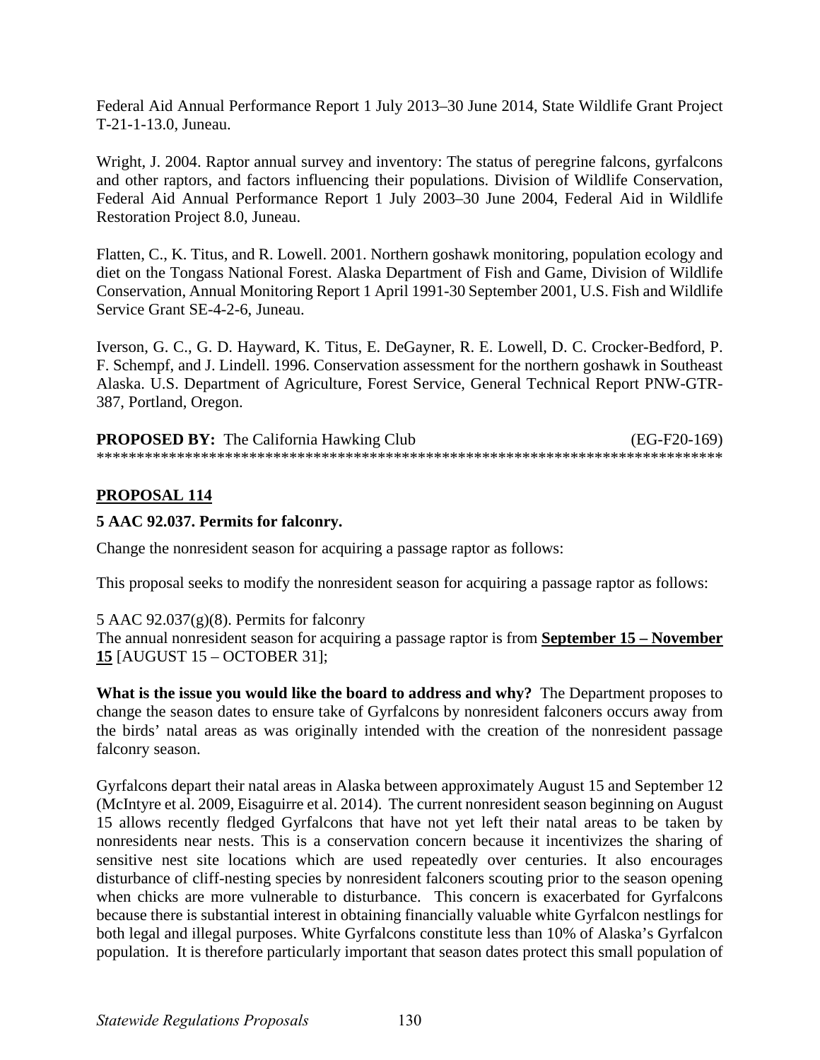Federal Aid Annual Performance Report 1 July 2013–30 June 2014, State Wildlife Grant Project T-21-1-13.0, Juneau.

Wright, J. 2004. Raptor annual survey and inventory: The status of peregrine falcons, gyrfalcons and other raptors, and factors influencing their populations. Division of Wildlife Conservation, Federal Aid Annual Performance Report 1 July 2003–30 June 2004, Federal Aid in Wildlife Restoration Project 8.0, Juneau.

Flatten, C., K. Titus, and R. Lowell. 2001. Northern goshawk monitoring, population ecology and diet on the Tongass National Forest. Alaska Department of Fish and Game, Division of Wildlife Conservation, Annual Monitoring Report 1 April 1991-30 September 2001, U.S. Fish and Wildlife Service Grant SE-4-2-6, Juneau.

Iverson, G. C., G. D. Hayward, K. Titus, E. DeGayner, R. E. Lowell, D. C. Crocker-Bedford, P. F. Schempf, and J. Lindell. 1996. Conservation assessment for the northern goshawk in Southeast Alaska. U.S. Department of Agriculture, Forest Service, General Technical Report PNW-GTR-387, Portland, Oregon.

**PROPOSED BY:** The California Hawking Club (EG-F20-169)

******************************************************************************

## PROPOSAL 114

**5 AAC 92.037. Permits for falconry.**

Change the nonresident season for acquiring a passage raptor as follows:

This proposal seeks to modify the nonresident season for acquiring a passage raptor as follows:

5 AAC 92.037(g)(8). Permits for falconry

The annual nonresident season for acquiring a passage raptor is from **September 15 – November 15** [AUGUST 15 – OCTOBER 31];

**What is the issue you would like the board to address and why?** The Department proposes to change the season dates to ensure take of Gyrfalcons by nonresident falconers occurs away from the birds' natal areas as was originally intended with the creation of the nonresident passage falconry season.

Gyrfalcons depart their natal areas in Alaska between approximately August 15 and September 12 (McIntyre et al. 2009, Eisaguirre et al. 2014). The current nonresident season beginning on August 15 allows recently fledged Gyrfalcons that have not yet left their natal areas to be taken by nonresidents near nests. This is a conservation concern because it incentivizes the sharing of sensitive nest site locations which are used repeatedly over centuries. It also encourages disturbance of cliff-nesting species by nonresident falconers scouting prior to the season opening when chicks are more vulnerable to disturbance. This concern is exacerbated for Gyrfalcons because there is substantial interest in obtaining financially valuable white Gyrfalcon nestlings for both legal and illegal purposes. White Gyrfalcons constitute less than 10% of Alaska's Gyrfalcon population. It is therefore particularly important that season dates protect this small population of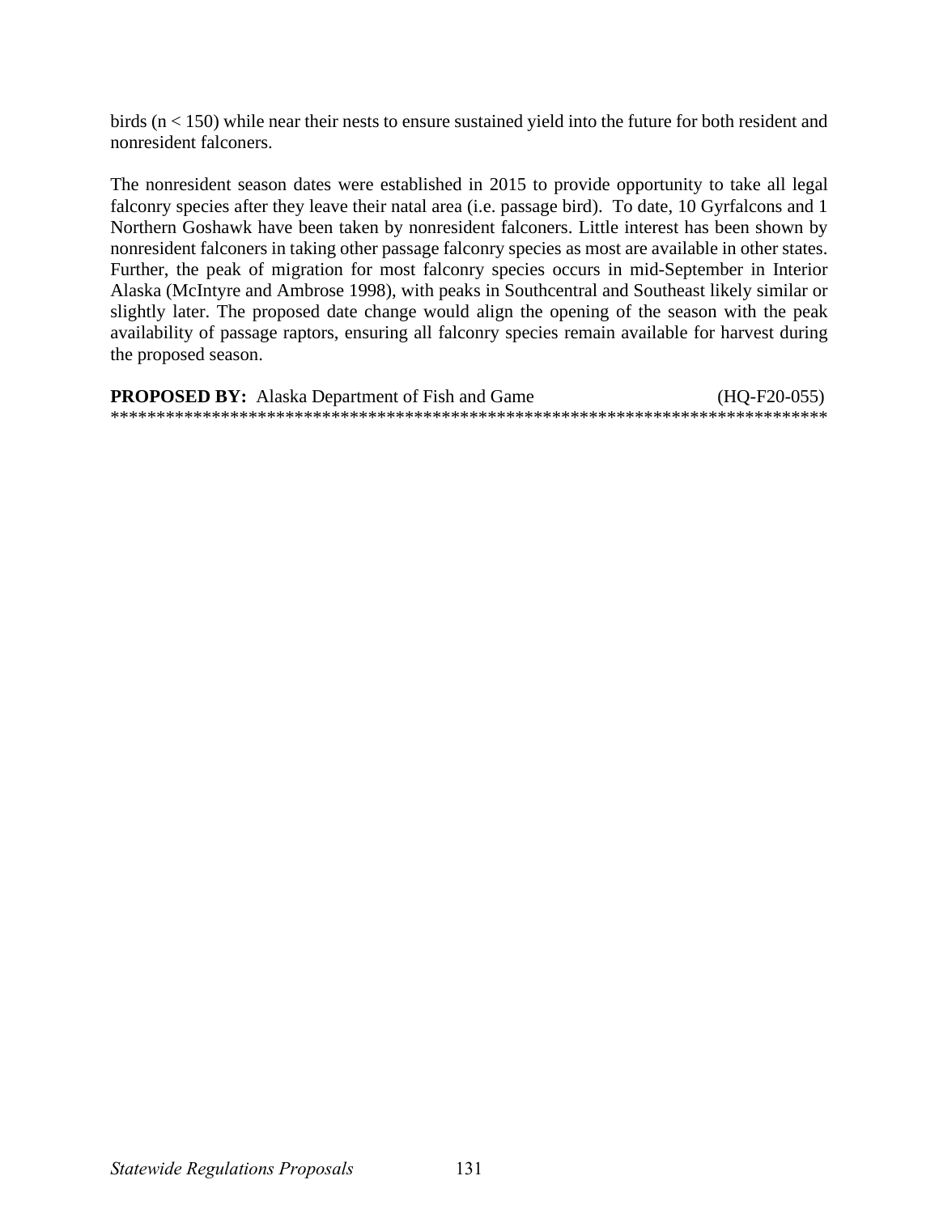birds (n < 150) while near their nests to ensure sustained yield into the future for both resident and nonresident falconers.

The nonresident season dates were established in 2015 to provide opportunity to take all legal falconry species after they leave their natal area (i.e. passage bird). To date, 10 Gyrfalcons and 1 Northern Goshawk have been taken by nonresident falconers. Little interest has been shown by nonresident falconers in taking other passage falconry species as most are available in other states. Further, the peak of migration for most falconry species occurs in mid-September in Interior Alaska (McIntyre and Ambrose 1998), with peaks in Southcentral and Southeast likely similar or slightly later. The proposed date change would align the opening of the season with the peak availability of passage raptors, ensuring all falconry species remain available for harvest during the proposed season.

**PROPOSED BY:** Alaska Department of Fish and Game (HQ-F20-055)

******************************************************************************